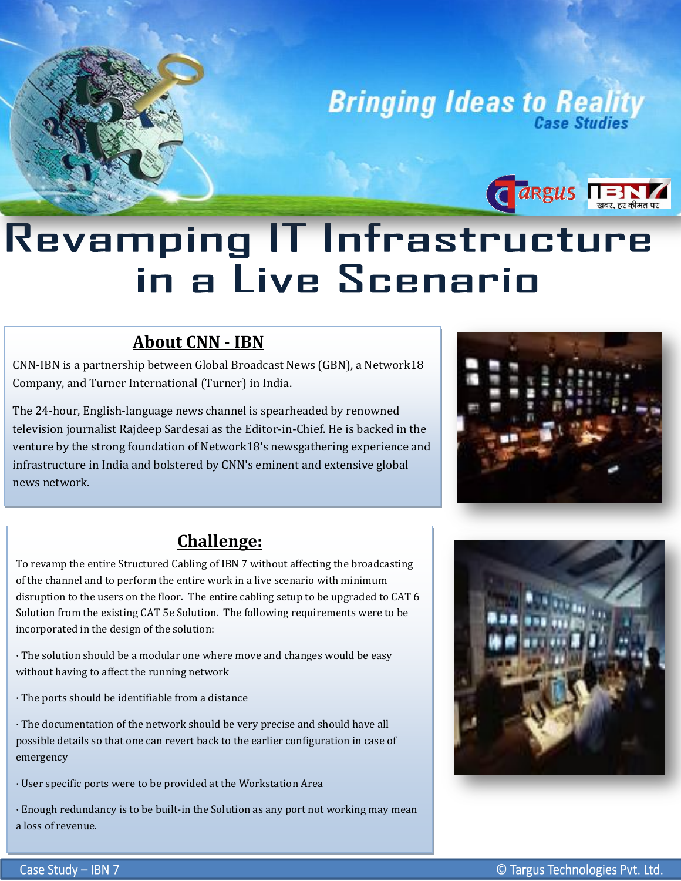Bringing Ideas to Reality
Case Studies

# Revamping IT Infrastructure in a Live Scenario

## About CNN - IBN

CNN-IBN is a partnership between Global Broadcast News (GBN), a Network18 Company, and Turner International (Turner) in India.

The 24-hour, English-language news channel is spearheaded by renowned television journalist Rajdeep Sardesai as the Editor-in-Chief. He is backed in the venture by the strong foundation of Network18's newsgathering experience and infrastructure in India and bolstered by CNN's eminent and extensive global news network.

## Challenge:

To revamp the entire Structured Cabling of IBN 7 without affecting the broadcasting of the channel and to perform the entire work in a live scenario with minimum disruption to the users on the floor. The entire cabling setup to be upgraded to CAT 6 Solution from the existing CAT 5e Solution. The following requirements were to be incorporated in the design of the solution:

· The solution should be a modular one where move and changes would be easy without having to affect the running network

· The ports should be identifiable from a distance

· The documentation of the network should be very precise and should have all possible details so that one can revert back to the earlier configuration in case of emergency

· User specific ports were to be provided at the Workstation Area

· Enough redundancy is to be built-in the Solution as any port not working may mean a loss of revenue.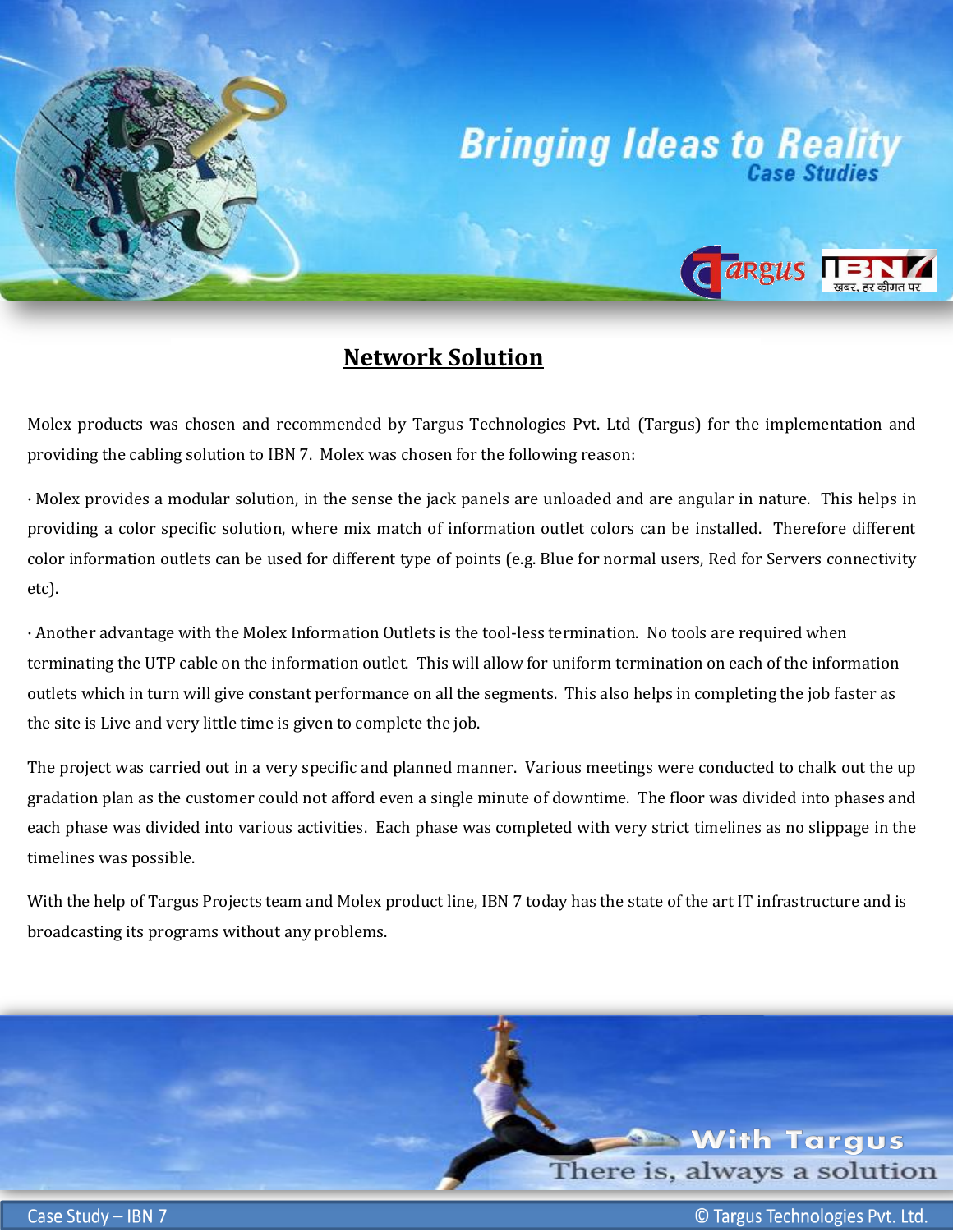## Network Solution

Molex products was chosen and recommended by Targus Technologies Pvt. Ltd (Targus) for the implementation and providing the cabling solution to IBN 7. Molex was chosen for the following reason:

· Molex provides a modular solution, in the sense the jack panels are unloaded and are angular in nature. This helps in providing a color specific solution, where mix match of information outlet colors can be installed. Therefore different color information outlets can be used for different type of points (e.g. Blue for normal users, Red for Servers connectivity etc).

· Another advantage with the Molex Information Outlets is the tool-less termination. No tools are required when terminating the UTP cable on the information outlet. This will allow for uniform termination on each of the information outlets which in turn will give constant performance on all the segments. This also helps in completing the job faster as the site is Live and very little time is given to complete the job.

The project was carried out in a very specific and planned manner. Various meetings were conducted to chalk out the up gradation plan as the customer could not afford even a single minute of downtime. The floor was divided into phases and each phase was divided into various activities. Each phase was completed with very strict timelines as no slippage in the timelines was possible.

With the help of Targus Projects team and Molex product line, IBN 7 today has the state of the art IT infrastructure and is broadcasting its programs without any problems.